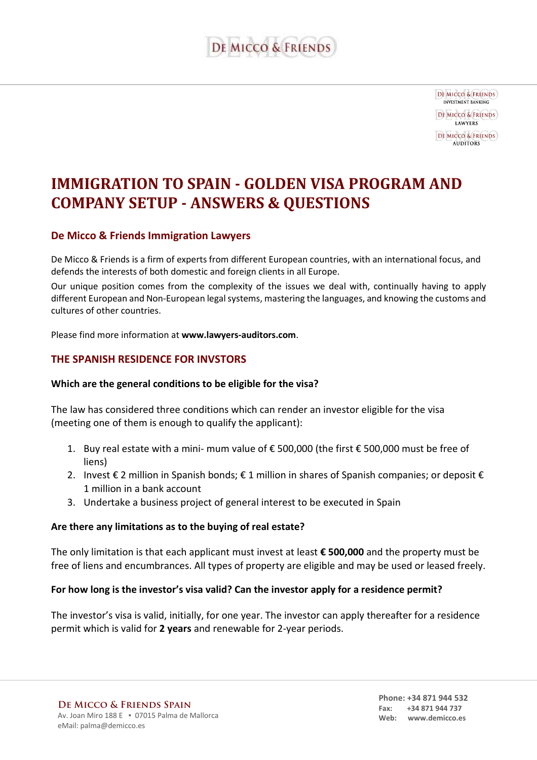# IMMIGRATION TO SPAIN - GOLDEN VISA PROGRAM AND COMPANY SETUP - ANSWERS & QUESTIONS

## De Micco & Friends Immigration Lawyers

De Micco & Friends is a firm of experts from different European countries, with an international focus, and defends the interests of both domestic and foreign clients in all Europe.

Our unique position comes from the complexity of the issues we deal with, continually having to apply different European and Non-European legal systems, mastering the languages, and knowing the customs and cultures of other countries.

Please find more information at **www.lawyers-auditors.com**.

## THE SPANISH RESIDENCE FOR INVSTORS

**Which are the general conditions to be eligible for the visa?**

The law has considered three conditions which can render an investor eligible for the visa (meeting one of them is enough to qualify the applicant):

1. Buy real estate with a mini- mum value of € 500,000 (the first € 500,000 must be free of liens)
2. Invest € 2 million in Spanish bonds; € 1 million in shares of Spanish companies; or deposit € 1 million in a bank account
3. Undertake a business project of general interest to be executed in Spain

**Are there any limitations as to the buying of real estate?**

The only limitation is that each applicant must invest at least **€ 500,000** and the property must be free of liens and encumbrances. All types of property are eligible and may be used or leased freely.

**For how long is the investor's visa valid? Can the investor apply for a residence permit?**

The investor's visa is valid, initially, for one year. The investor can apply thereafter for a residence permit which is valid for **2 years** and renewable for 2-year periods.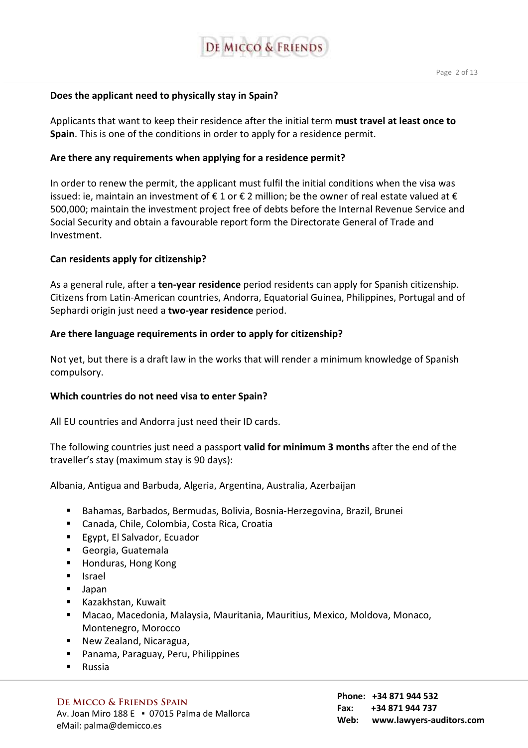**Does the applicant need to physically stay in Spain?**

Applicants that want to keep their residence after the initial term **must travel at least once to Spain**. This is one of the conditions in order to apply for a residence permit.

**Are there any requirements when applying for a residence permit?**

In order to renew the permit, the applicant must fulfil the initial conditions when the visa was issued: ie, maintain an investment of € 1 or € 2 million; be the owner of real estate valued at € 500,000; maintain the investment project free of debts before the Internal Revenue Service and Social Security and obtain a favourable report form the Directorate General of Trade and Investment.

**Can residents apply for citizenship?**

As a general rule, after a **ten-year residence** period residents can apply for Spanish citizenship. Citizens from Latin-American countries, Andorra, Equatorial Guinea, Philippines, Portugal and of Sephardi origin just need a **two-year residence** period.

**Are there language requirements in order to apply for citizenship?**

Not yet, but there is a draft law in the works that will render a minimum knowledge of Spanish compulsory.

**Which countries do not need visa to enter Spain?**

All EU countries and Andorra just need their ID cards.

The following countries just need a passport **valid for minimum 3 months** after the end of the traveller's stay (maximum stay is 90 days):

Albania, Antigua and Barbuda, Algeria, Argentina, Australia, Azerbaijan

- Bahamas, Barbados, Bermudas, Bolivia, Bosnia-Herzegovina, Brazil, Brunei
- Canada, Chile, Colombia, Costa Rica, Croatia
- Egypt, El Salvador, Ecuador
- Georgia, Guatemala
- Honduras, Hong Kong
- Israel
- Japan
- Kazakhstan, Kuwait
- Macao, Macedonia, Malaysia, Mauritania, Mauritius, Mexico, Moldova, Monaco, Montenegro, Morocco
- New Zealand, Nicaragua,
- Panama, Paraguay, Peru, Philippines
- Russia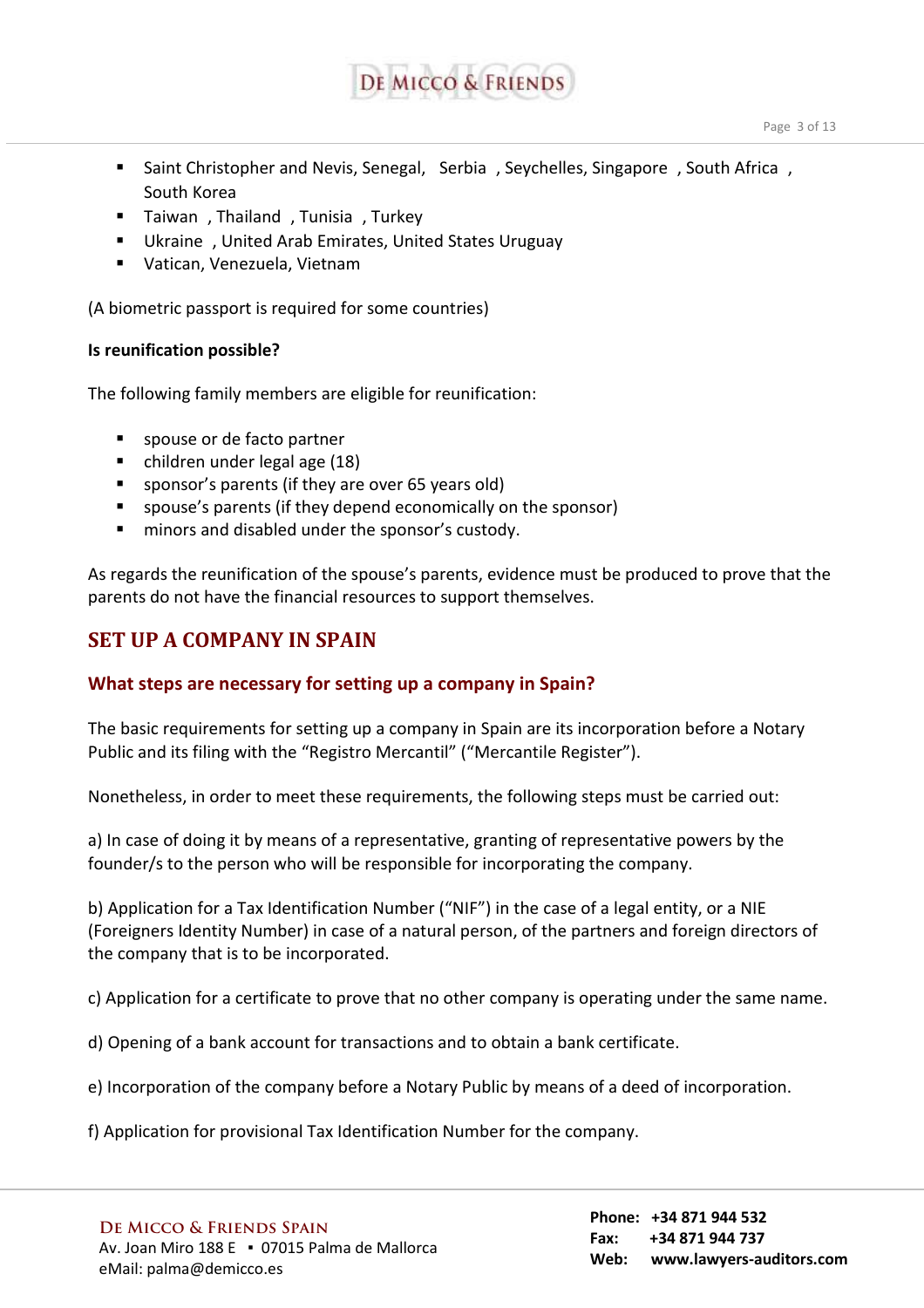- Saint Christopher and Nevis, Senegal, Serbia , Seychelles, Singapore , South Africa , South Korea
- Taiwan , Thailand , Tunisia , Turkey
- Ukraine , United Arab Emirates, United States Uruguay
- Vatican, Venezuela, Vietnam

(A biometric passport is required for some countries)

**Is reunification possible?**

The following family members are eligible for reunification:

- spouse or de facto partner
- children under legal age (18)
- sponsor's parents (if they are over 65 years old)
- spouse's parents (if they depend economically on the sponsor)
- minors and disabled under the sponsor's custody.

As regards the reunification of the spouse's parents, evidence must be produced to prove that the parents do not have the financial resources to support themselves.

## SET UP A COMPANY IN SPAIN

### What steps are necessary for setting up a company in Spain?

The basic requirements for setting up a company in Spain are its incorporation before a Notary Public and its filing with the "Registro Mercantil" ("Mercantile Register").

Nonetheless, in order to meet these requirements, the following steps must be carried out:

a) In case of doing it by means of a representative, granting of representative powers by the founder/s to the person who will be responsible for incorporating the company.

b) Application for a Tax Identification Number ("NIF") in the case of a legal entity, or a NIE (Foreigners Identity Number) in case of a natural person, of the partners and foreign directors of the company that is to be incorporated.

c) Application for a certificate to prove that no other company is operating under the same name.

d) Opening of a bank account for transactions and to obtain a bank certificate.

e) Incorporation of the company before a Notary Public by means of a deed of incorporation.

f) Application for provisional Tax Identification Number for the company.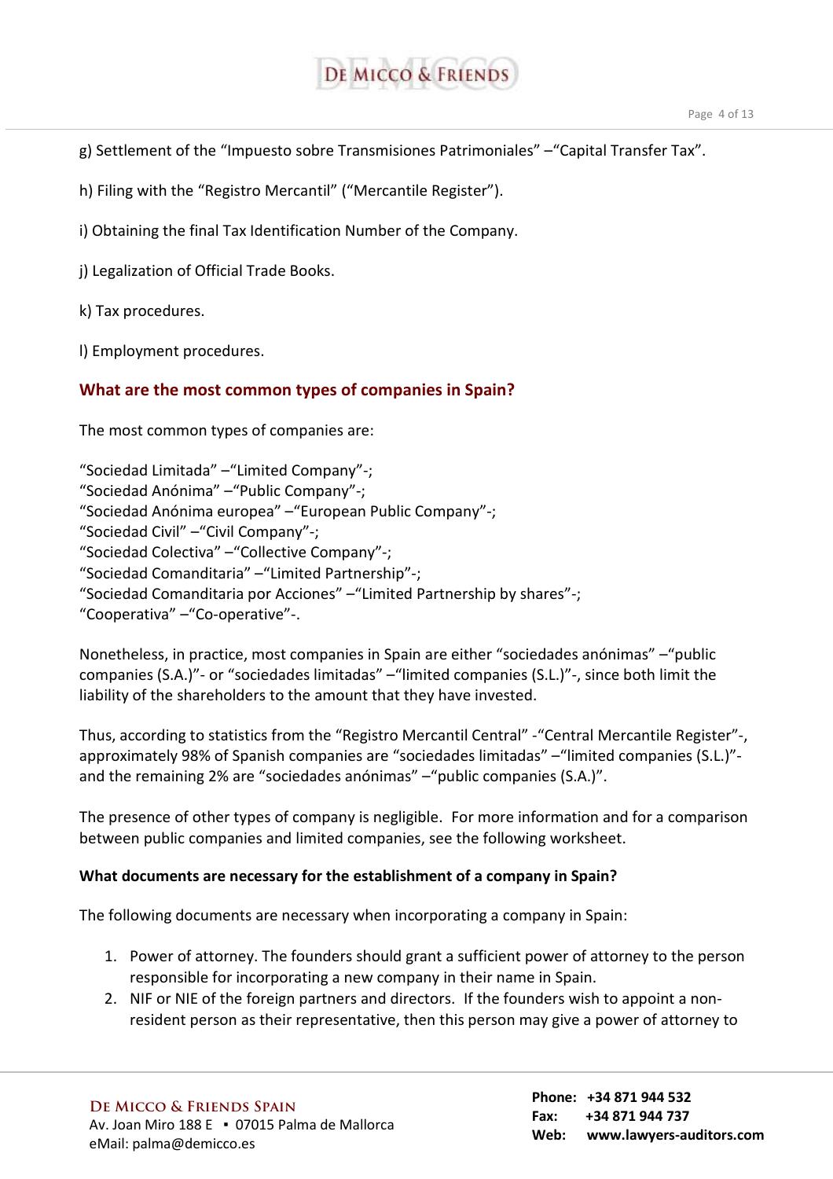g) Settlement of the “Impuesto sobre Transmisiones Patrimoniales” –“Capital Transfer Tax”.

h) Filing with the “Registro Mercantil” (“Mercantile Register”).

i) Obtaining the final Tax Identification Number of the Company.

j) Legalization of Official Trade Books.

k) Tax procedures.

l) Employment procedures.

## What are the most common types of companies in Spain?

The most common types of companies are:

“Sociedad Limitada” –“Limited Company”-;
“Sociedad Anónima” –“Public Company”-;
“Sociedad Anónima europea” –“European Public Company”-;
“Sociedad Civil” –“Civil Company”-;
“Sociedad Colectiva” –“Collective Company”-;
“Sociedad Comanditaria” –“Limited Partnership”-;
“Sociedad Comanditaria por Acciones” –“Limited Partnership by shares”-;
“Cooperativa” –“Co-operative”-.

Nonetheless, in practice, most companies in Spain are either “sociedades anónimas” –“public companies (S.A.)”- or “sociedades limitadas” –“limited companies (S.L.)”-, since both limit the liability of the shareholders to the amount that they have invested.

Thus, according to statistics from the “Registro Mercantil Central” -“Central Mercantile Register”-, approximately 98% of Spanish companies are “sociedades limitadas” –“limited companies (S.L.)”- and the remaining 2% are “sociedades anónimas” –“public companies (S.A.)”.

The presence of other types of company is negligible. For more information and for a comparison between public companies and limited companies, see the following worksheet.

### What documents are necessary for the establishment of a company in Spain?

The following documents are necessary when incorporating a company in Spain:

1. Power of attorney. The founders should grant a sufficient power of attorney to the person responsible for incorporating a new company in their name in Spain.
2. NIF or NIE of the foreign partners and directors. If the founders wish to appoint a non-resident person as their representative, then this person may give a power of attorney to

**De Micco & Friends Spain**
Av. Joan Miro 188 E ▪ 07015 Palma de Mallorca
eMail: palma@demicco.es

**Phone:** +34 871 944 532
**Fax:** +34 871 944 737
**Web:** www.lawyers-auditors.com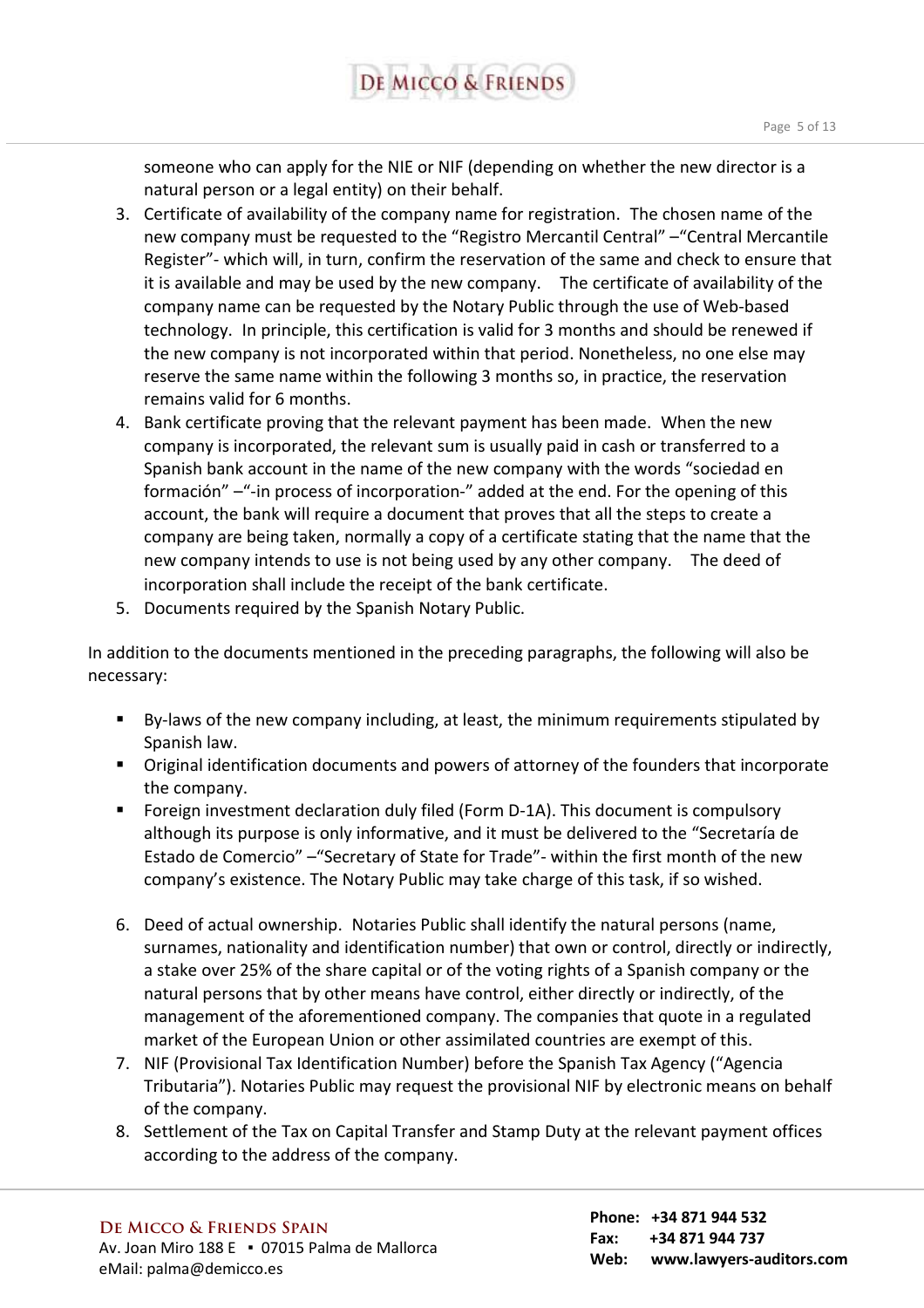someone who can apply for the NIE or NIF (depending on whether the new director is a natural person or a legal entity) on their behalf.

3. Certificate of availability of the company name for registration. The chosen name of the new company must be requested to the "Registro Mercantil Central" –"Central Mercantile Register"- which will, in turn, confirm the reservation of the same and check to ensure that it is available and may be used by the new company. The certificate of availability of the company name can be requested by the Notary Public through the use of Web-based technology. In principle, this certification is valid for 3 months and should be renewed if the new company is not incorporated within that period. Nonetheless, no one else may reserve the same name within the following 3 months so, in practice, the reservation remains valid for 6 months.
4. Bank certificate proving that the relevant payment has been made. When the new company is incorporated, the relevant sum is usually paid in cash or transferred to a Spanish bank account in the name of the new company with the words "sociedad en formación" –"-in process of incorporation-" added at the end. For the opening of this account, the bank will require a document that proves that all the steps to create a company are being taken, normally a copy of a certificate stating that the name that the new company intends to use is not being used by any other company. The deed of incorporation shall include the receipt of the bank certificate.
5. Documents required by the Spanish Notary Public.

In addition to the documents mentioned in the preceding paragraphs, the following will also be necessary:

- By-laws of the new company including, at least, the minimum requirements stipulated by Spanish law.
- Original identification documents and powers of attorney of the founders that incorporate the company.
- Foreign investment declaration duly filed (Form D-1A). This document is compulsory although its purpose is only informative, and it must be delivered to the "Secretaría de Estado de Comercio" –"Secretary of State for Trade"- within the first month of the new company's existence. The Notary Public may take charge of this task, if so wished.

6. Deed of actual ownership. Notaries Public shall identify the natural persons (name, surnames, nationality and identification number) that own or control, directly or indirectly, a stake over 25% of the share capital or of the voting rights of a Spanish company or the natural persons that by other means have control, either directly or indirectly, of the management of the aforementioned company. The companies that quote in a regulated market of the European Union or other assimilated countries are exempt of this.
7. NIF (Provisional Tax Identification Number) before the Spanish Tax Agency ("Agencia Tributaria"). Notaries Public may request the provisional NIF by electronic means on behalf of the company.
8. Settlement of the Tax on Capital Transfer and Stamp Duty at the relevant payment offices according to the address of the company.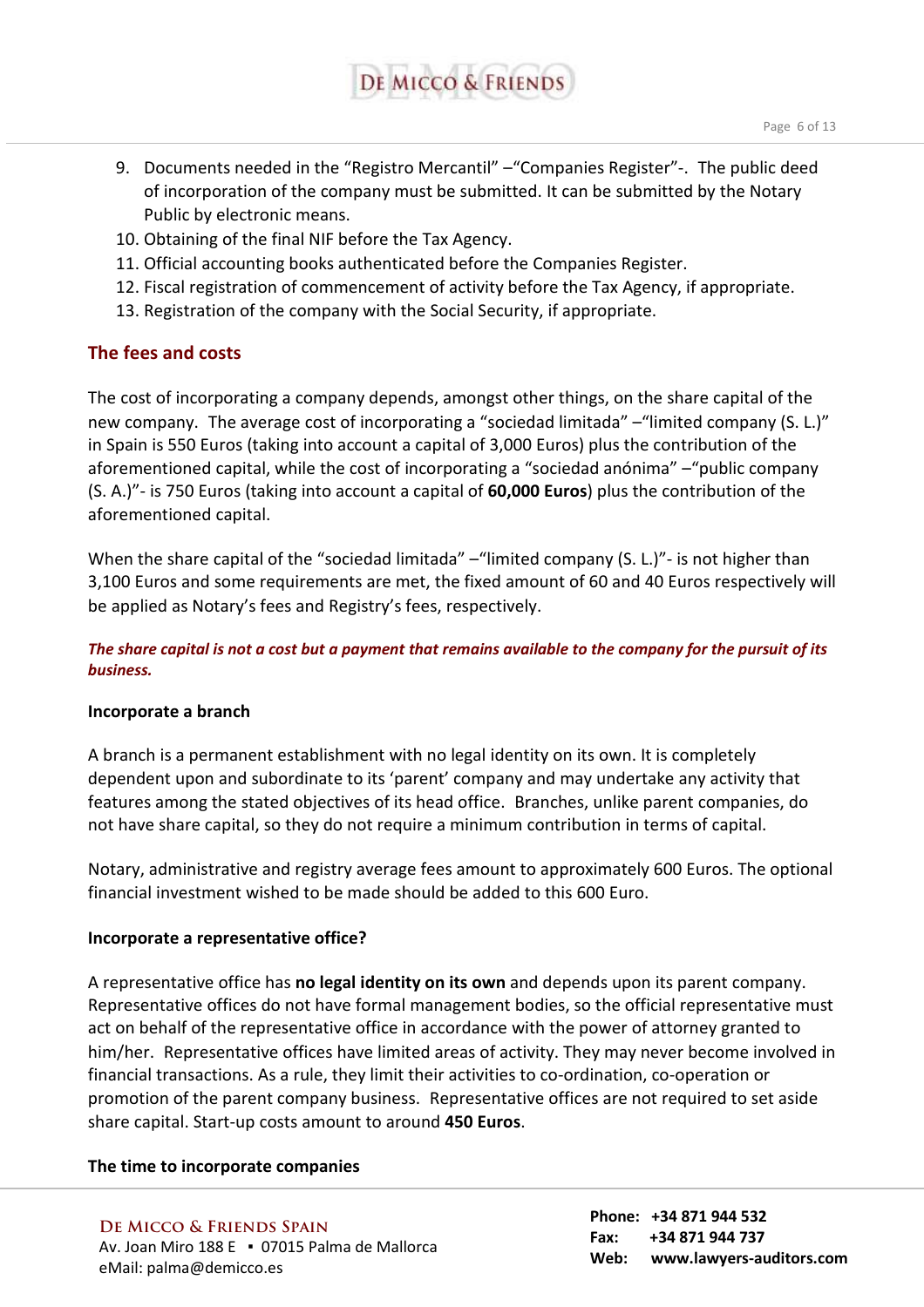9. Documents needed in the “Registro Mercantil” –“Companies Register”-. The public deed of incorporation of the company must be submitted. It can be submitted by the Notary Public by electronic means.
10. Obtaining of the final NIF before the Tax Agency.
11. Official accounting books authenticated before the Companies Register.
12. Fiscal registration of commencement of activity before the Tax Agency, if appropriate.
13. Registration of the company with the Social Security, if appropriate.

## The fees and costs

The cost of incorporating a company depends, amongst other things, on the share capital of the new company. The average cost of incorporating a “sociedad limitada” –“limited company (S. L.)” in Spain is 550 Euros (taking into account a capital of 3,000 Euros) plus the contribution of the aforementioned capital, while the cost of incorporating a “sociedad anónima” –“public company (S. A.)”- is 750 Euros (taking into account a capital of **60,000 Euros**) plus the contribution of the aforementioned capital.

When the share capital of the “sociedad limitada” –“limited company (S. L.)”- is not higher than 3,100 Euros and some requirements are met, the fixed amount of 60 and 40 Euros respectively will be applied as Notary’s fees and Registry’s fees, respectively.

***The share capital is not a cost but a payment that remains available to the company for the pursuit of its business.***

### Incorporate a branch

A branch is a permanent establishment with no legal identity on its own. It is completely dependent upon and subordinate to its ‘parent’ company and may undertake any activity that features among the stated objectives of its head office. Branches, unlike parent companies, do not have share capital, so they do not require a minimum contribution in terms of capital.

Notary, administrative and registry average fees amount to approximately 600 Euros. The optional financial investment wished to be made should be added to this 600 Euro.

### Incorporate a representative office?

A representative office has **no legal identity on its own** and depends upon its parent company. Representative offices do not have formal management bodies, so the official representative must act on behalf of the representative office in accordance with the power of attorney granted to him/her. Representative offices have limited areas of activity. They may never become involved in financial transactions. As a rule, they limit their activities to co-ordination, co-operation or promotion of the parent company business. Representative offices are not required to set aside share capital. Start-up costs amount to around **450 Euros**.

### The time to incorporate companies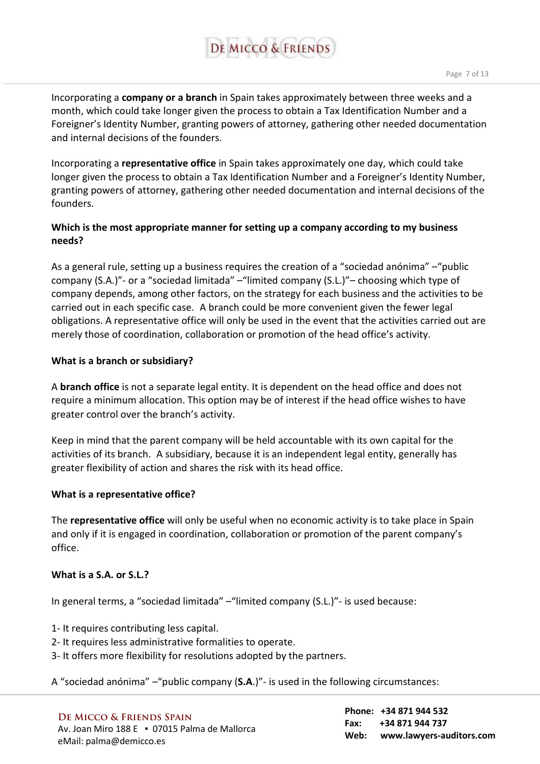Incorporating a **company or a branch** in Spain takes approximately between three weeks and a month, which could take longer given the process to obtain a Tax Identification Number and a Foreigner's Identity Number, granting powers of attorney, gathering other needed documentation and internal decisions of the founders.

Incorporating a **representative office** in Spain takes approximately one day, which could take longer given the process to obtain a Tax Identification Number and a Foreigner's Identity Number, granting powers of attorney, gathering other needed documentation and internal decisions of the founders.

**Which is the most appropriate manner for setting up a company according to my business needs?**

As a general rule, setting up a business requires the creation of a "sociedad anónima" –"public company (S.A.)"- or a "sociedad limitada" –"limited company (S.L.)"– choosing which type of company depends, among other factors, on the strategy for each business and the activities to be carried out in each specific case. A branch could be more convenient given the fewer legal obligations. A representative office will only be used in the event that the activities carried out are merely those of coordination, collaboration or promotion of the head office's activity.

**What is a branch or subsidiary?**

A **branch office** is not a separate legal entity. It is dependent on the head office and does not require a minimum allocation. This option may be of interest if the head office wishes to have greater control over the branch's activity.

Keep in mind that the parent company will be held accountable with its own capital for the activities of its branch. A subsidiary, because it is an independent legal entity, generally has greater flexibility of action and shares the risk with its head office.

**What is a representative office?**

The **representative office** will only be useful when no economic activity is to take place in Spain and only if it is engaged in coordination, collaboration or promotion of the parent company's office.

**What is a S.A. or S.L.?**

In general terms, a "sociedad limitada" –"limited company (S.L.)"- is used because:

1- It requires contributing less capital.
2- It requires less administrative formalities to operate.
3- It offers more flexibility for resolutions adopted by the partners.

A "sociedad anónima" –"public company (**S.A**.)"- is used in the following circumstances: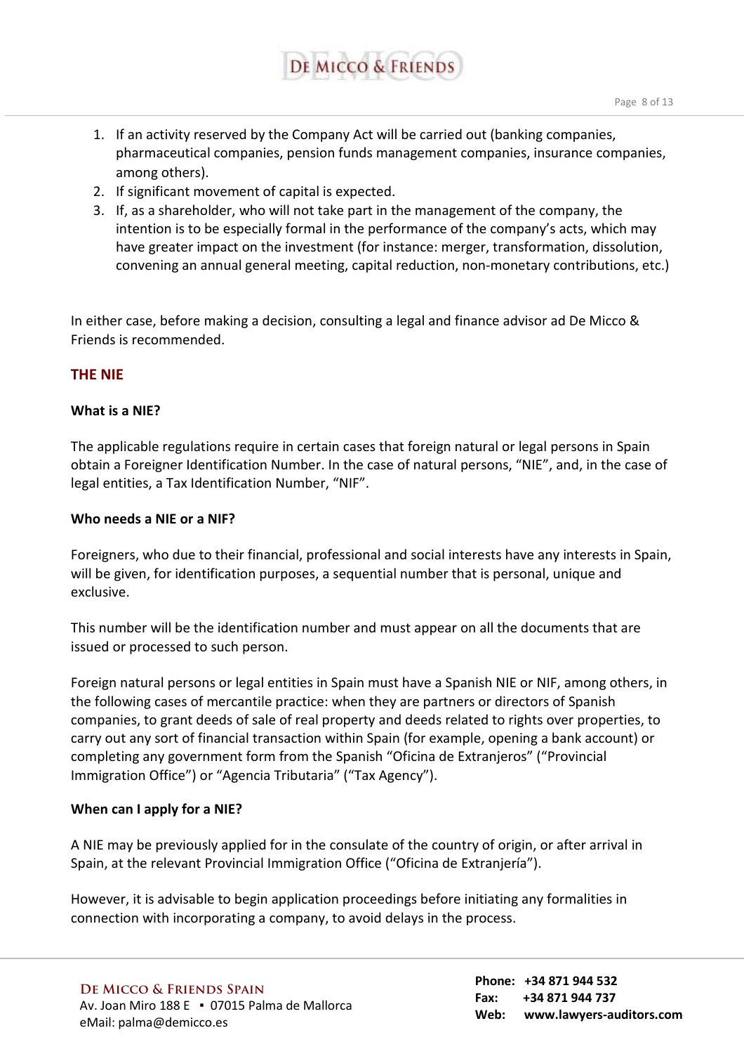1. If an activity reserved by the Company Act will be carried out (banking companies, pharmaceutical companies, pension funds management companies, insurance companies, among others).
2. If significant movement of capital is expected.
3. If, as a shareholder, who will not take part in the management of the company, the intention is to be especially formal in the performance of the company's acts, which may have greater impact on the investment (for instance: merger, transformation, dissolution, convening an annual general meeting, capital reduction, non-monetary contributions, etc.)

In either case, before making a decision, consulting a legal and finance advisor ad De Micco & Friends is recommended.

## THE NIE

### What is a NIE?

The applicable regulations require in certain cases that foreign natural or legal persons in Spain obtain a Foreigner Identification Number. In the case of natural persons, "NIE", and, in the case of legal entities, a Tax Identification Number, "NIF".

### Who needs a NIE or a NIF?

Foreigners, who due to their financial, professional and social interests have any interests in Spain, will be given, for identification purposes, a sequential number that is personal, unique and exclusive.

This number will be the identification number and must appear on all the documents that are issued or processed to such person.

Foreign natural persons or legal entities in Spain must have a Spanish NIE or NIF, among others, in the following cases of mercantile practice: when they are partners or directors of Spanish companies, to grant deeds of sale of real property and deeds related to rights over properties, to carry out any sort of financial transaction within Spain (for example, opening a bank account) or completing any government form from the Spanish "Oficina de Extranjeros" ("Provincial Immigration Office") or "Agencia Tributaria" ("Tax Agency").

### When can I apply for a NIE?

A NIE may be previously applied for in the consulate of the country of origin, or after arrival in Spain, at the relevant Provincial Immigration Office ("Oficina de Extranjería").

However, it is advisable to begin application proceedings before initiating any formalities in connection with incorporating a company, to avoid delays in the process.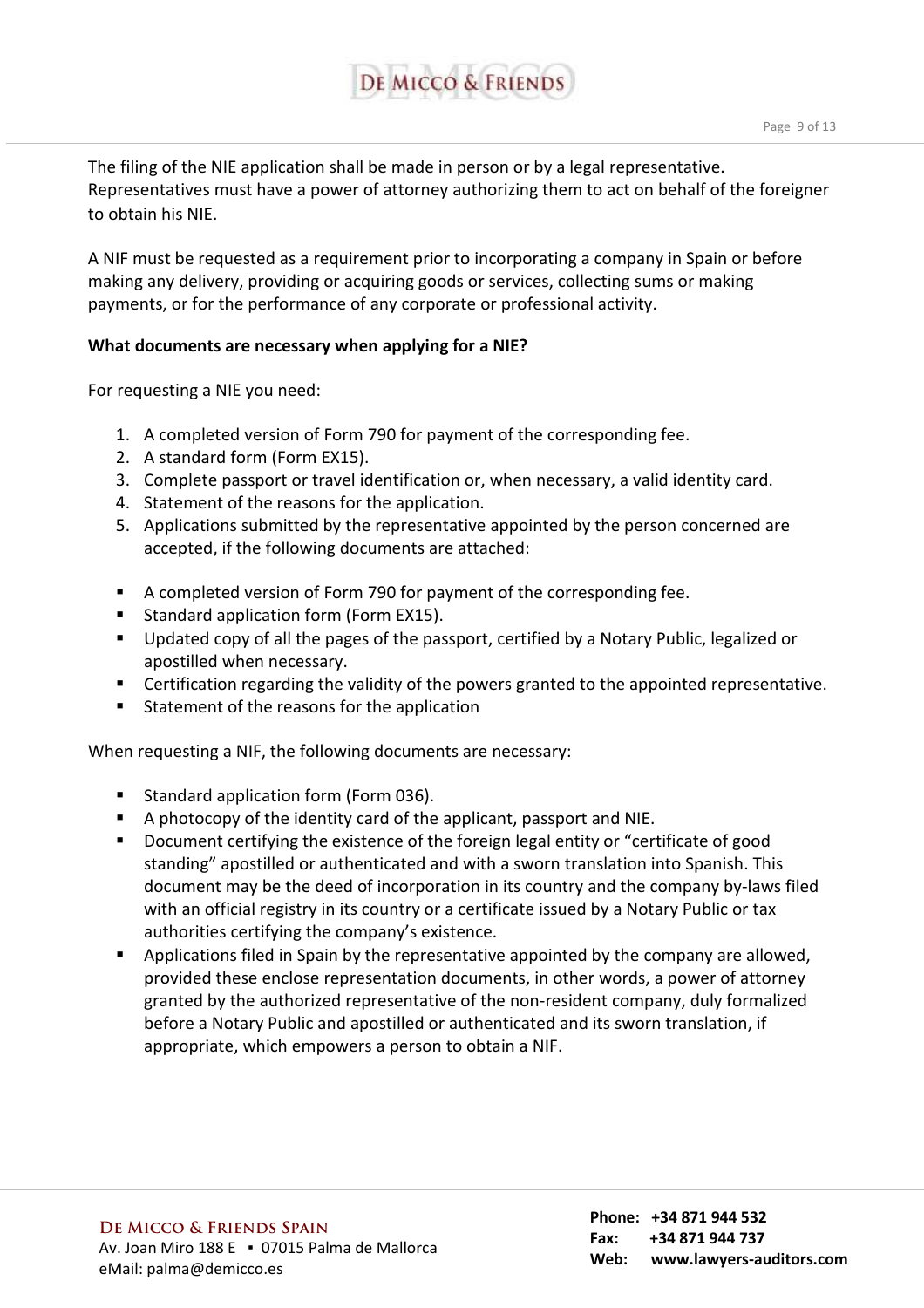The filing of the NIE application shall be made in person or by a legal representative. Representatives must have a power of attorney authorizing them to act on behalf of the foreigner to obtain his NIE.

A NIF must be requested as a requirement prior to incorporating a company in Spain or before making any delivery, providing or acquiring goods or services, collecting sums or making payments, or for the performance of any corporate or professional activity.

**What documents are necessary when applying for a NIE?**

For requesting a NIE you need:

1. A completed version of Form 790 for payment of the corresponding fee.
2. A standard form (Form EX15).
3. Complete passport or travel identification or, when necessary, a valid identity card.
4. Statement of the reasons for the application.
5. Applications submitted by the representative appointed by the person concerned are accepted, if the following documents are attached:

- A completed version of Form 790 for payment of the corresponding fee.
- Standard application form (Form EX15).
- Updated copy of all the pages of the passport, certified by a Notary Public, legalized or apostilled when necessary.
- Certification regarding the validity of the powers granted to the appointed representative.
- Statement of the reasons for the application

When requesting a NIF, the following documents are necessary:

- Standard application form (Form 036).
- A photocopy of the identity card of the applicant, passport and NIE.
- Document certifying the existence of the foreign legal entity or "certificate of good standing" apostilled or authenticated and with a sworn translation into Spanish. This document may be the deed of incorporation in its country and the company by-laws filed with an official registry in its country or a certificate issued by a Notary Public or tax authorities certifying the company's existence.
- Applications filed in Spain by the representative appointed by the company are allowed, provided these enclose representation documents, in other words, a power of attorney granted by the authorized representative of the non-resident company, duly formalized before a Notary Public and apostilled or authenticated and its sworn translation, if appropriate, which empowers a person to obtain a NIF.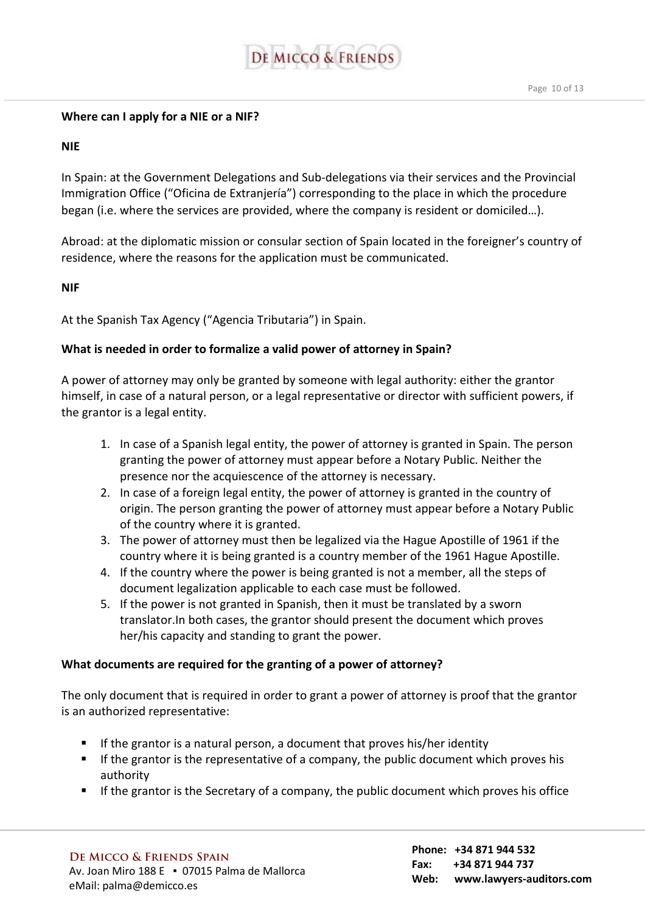**Where can I apply for a NIE or a NIF?**

**NIE**

In Spain: at the Government Delegations and Sub-delegations via their services and the Provincial Immigration Office ("Oficina de Extranjería") corresponding to the place in which the procedure began (i.e. where the services are provided, where the company is resident or domiciled…).

Abroad: at the diplomatic mission or consular section of Spain located in the foreigner's country of residence, where the reasons for the application must be communicated.

**NIF**

At the Spanish Tax Agency ("Agencia Tributaria") in Spain.

**What is needed in order to formalize a valid power of attorney in Spain?**

A power of attorney may only be granted by someone with legal authority: either the grantor himself, in case of a natural person, or a legal representative or director with sufficient powers, if the grantor is a legal entity.

1. In case of a Spanish legal entity, the power of attorney is granted in Spain. The person granting the power of attorney must appear before a Notary Public. Neither the presence nor the acquiescence of the attorney is necessary.
2. In case of a foreign legal entity, the power of attorney is granted in the country of origin. The person granting the power of attorney must appear before a Notary Public of the country where it is granted.
3. The power of attorney must then be legalized via the Hague Apostille of 1961 if the country where it is being granted is a country member of the 1961 Hague Apostille.
4. If the country where the power is being granted is not a member, all the steps of document legalization applicable to each case must be followed.
5. If the power is not granted in Spanish, then it must be translated by a sworn translator.In both cases, the grantor should present the document which proves her/his capacity and standing to grant the power.

**What documents are required for the granting of a power of attorney?**

The only document that is required in order to grant a power of attorney is proof that the grantor is an authorized representative:

- If the grantor is a natural person, a document that proves his/her identity
- If the grantor is the representative of a company, the public document which proves his authority
- If the grantor is the Secretary of a company, the public document which proves his office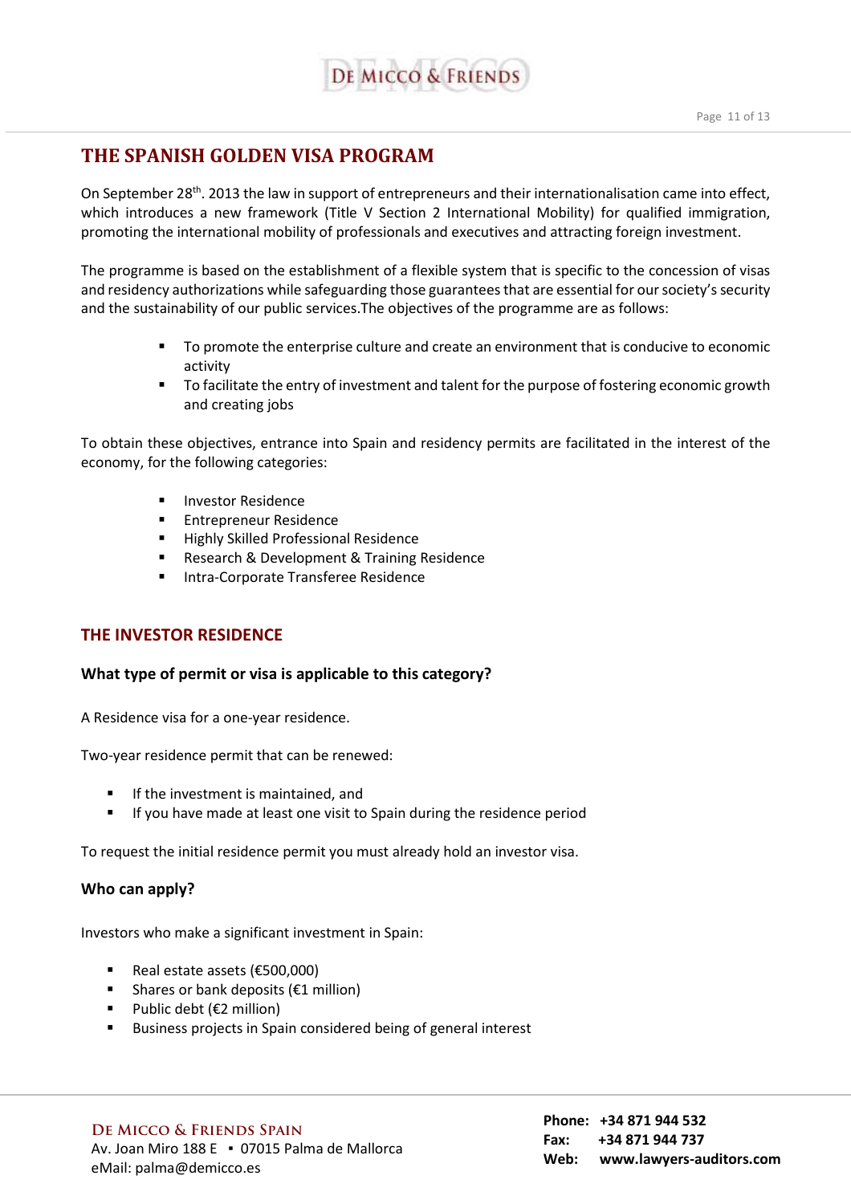# THE SPANISH GOLDEN VISA PROGRAM

On September 28th. 2013 the law in support of entrepreneurs and their internationalisation came into effect, which introduces a new framework (Title V Section 2 International Mobility) for qualified immigration, promoting the international mobility of professionals and executives and attracting foreign investment.

The programme is based on the establishment of a flexible system that is specific to the concession of visas and residency authorizations while safeguarding those guarantees that are essential for our society's security and the sustainability of our public services.The objectives of the programme are as follows:

- To promote the enterprise culture and create an environment that is conducive to economic activity
- To facilitate the entry of investment and talent for the purpose of fostering economic growth and creating jobs

To obtain these objectives, entrance into Spain and residency permits are facilitated in the interest of the economy, for the following categories:

- Investor Residence
- Entrepreneur Residence
- Highly Skilled Professional Residence
- Research & Development & Training Residence
- Intra-Corporate Transferee Residence

## THE INVESTOR RESIDENCE

### What type of permit or visa is applicable to this category?

A Residence visa for a one-year residence.

Two-year residence permit that can be renewed:

- If the investment is maintained, and
- If you have made at least one visit to Spain during the residence period

To request the initial residence permit you must already hold an investor visa.

### Who can apply?

Investors who make a significant investment in Spain:

- Real estate assets (€500,000)
- Shares or bank deposits (€1 million)
- Public debt (€2 million)
- Business projects in Spain considered being of general interest

**De Micco & Friends Spain**
Av. Joan Miro 188 E ▪ 07015 Palma de Mallorca
eMail: palma@demicco.es

**Phone:** +34 871 944 532
**Fax:** +34 871 944 737
**Web:** www.lawyers-auditors.com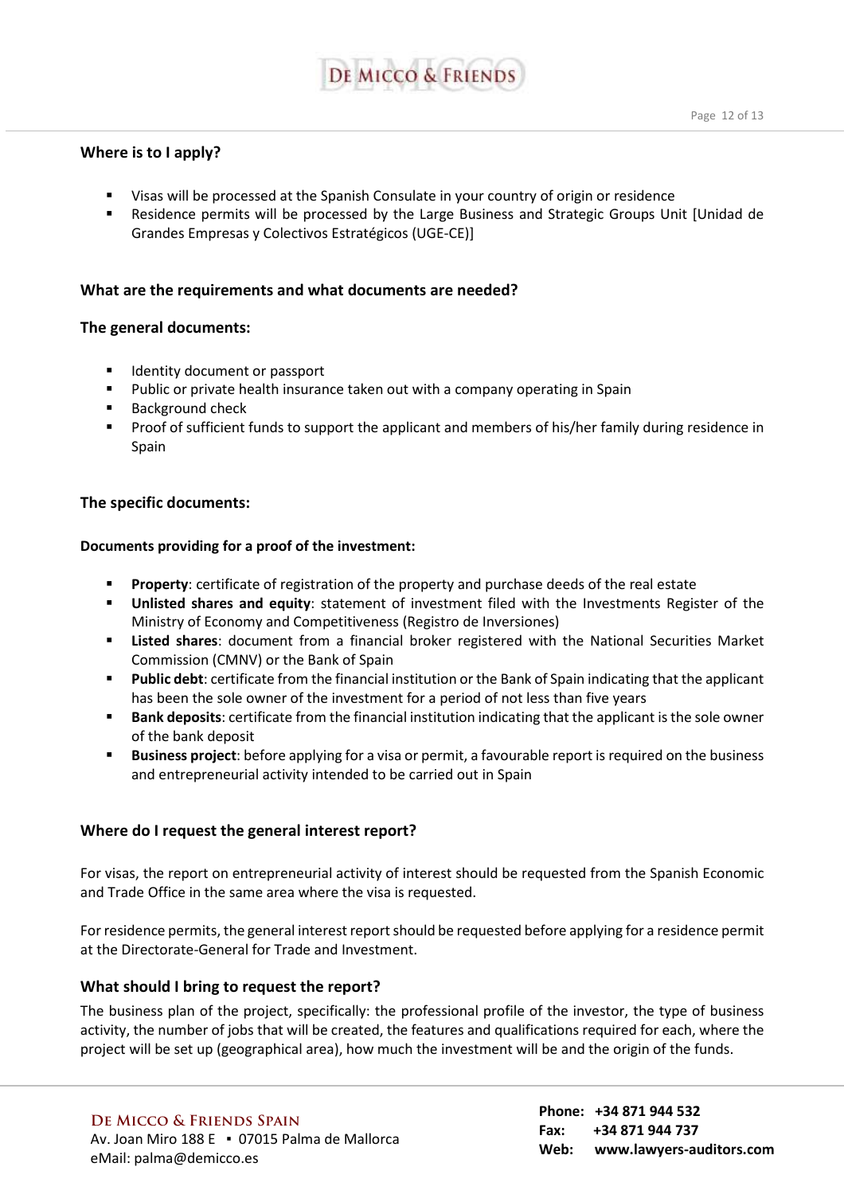### Where is to I apply?

- Visas will be processed at the Spanish Consulate in your country of origin or residence
- Residence permits will be processed by the Large Business and Strategic Groups Unit [Unidad de Grandes Empresas y Colectivos Estratégicos (UGE-CE)]

### What are the requirements and what documents are needed?

### The general documents:

- Identity document or passport
- Public or private health insurance taken out with a company operating in Spain
- Background check
- Proof of sufficient funds to support the applicant and members of his/her family during residence in Spain

### The specific documents:

**Documents providing for a proof of the investment:**

- **Property**: certificate of registration of the property and purchase deeds of the real estate
- **Unlisted shares and equity**: statement of investment filed with the Investments Register of the Ministry of Economy and Competitiveness (Registro de Inversiones)
- **Listed shares**: document from a financial broker registered with the National Securities Market Commission (CMNV) or the Bank of Spain
- **Public debt**: certificate from the financial institution or the Bank of Spain indicating that the applicant has been the sole owner of the investment for a period of not less than five years
- **Bank deposits**: certificate from the financial institution indicating that the applicant is the sole owner of the bank deposit
- **Business project**: before applying for a visa or permit, a favourable report is required on the business and entrepreneurial activity intended to be carried out in Spain

### Where do I request the general interest report?

For visas, the report on entrepreneurial activity of interest should be requested from the Spanish Economic and Trade Office in the same area where the visa is requested.

For residence permits, the general interest report should be requested before applying for a residence permit at the Directorate-General for Trade and Investment.

### What should I bring to request the report?

The business plan of the project, specifically: the professional profile of the investor, the type of business activity, the number of jobs that will be created, the features and qualifications required for each, where the project will be set up (geographical area), how much the investment will be and the origin of the funds.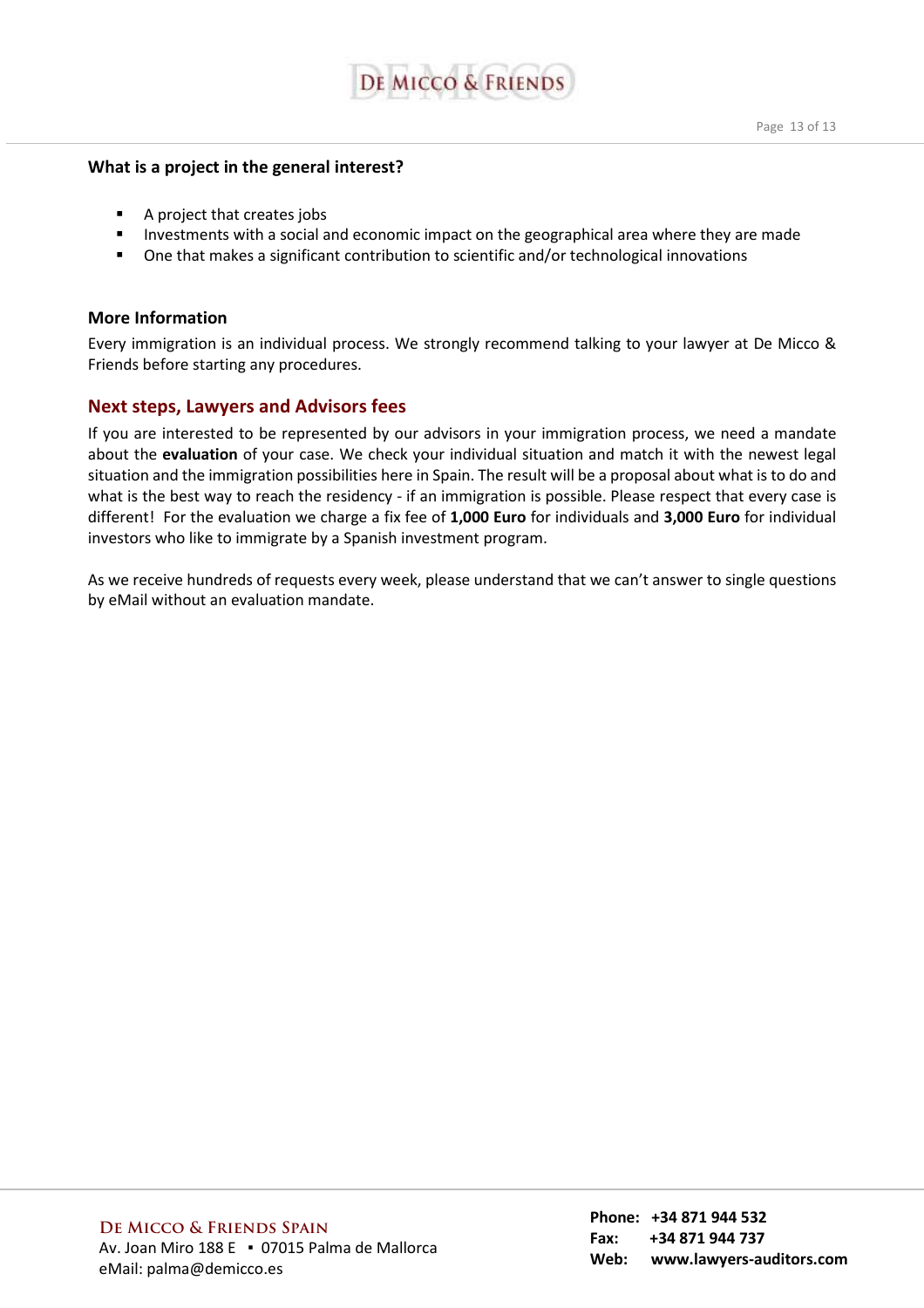### What is a project in the general interest?

- A project that creates jobs
- Investments with a social and economic impact on the geographical area where they are made
- One that makes a significant contribution to scientific and/or technological innovations

### More Information

Every immigration is an individual process. We strongly recommend talking to your lawyer at De Micco & Friends before starting any procedures.

## Next steps, Lawyers and Advisors fees

If you are interested to be represented by our advisors in your immigration process, we need a mandate about the **evaluation** of your case. We check your individual situation and match it with the newest legal situation and the immigration possibilities here in Spain. The result will be a proposal about what is to do and what is the best way to reach the residency - if an immigration is possible. Please respect that every case is different! For the evaluation we charge a fix fee of **1,000 Euro** for individuals and **3,000 Euro** for individual investors who like to immigrate by a Spanish investment program.

As we receive hundreds of requests every week, please understand that we can't answer to single questions by eMail without an evaluation mandate.